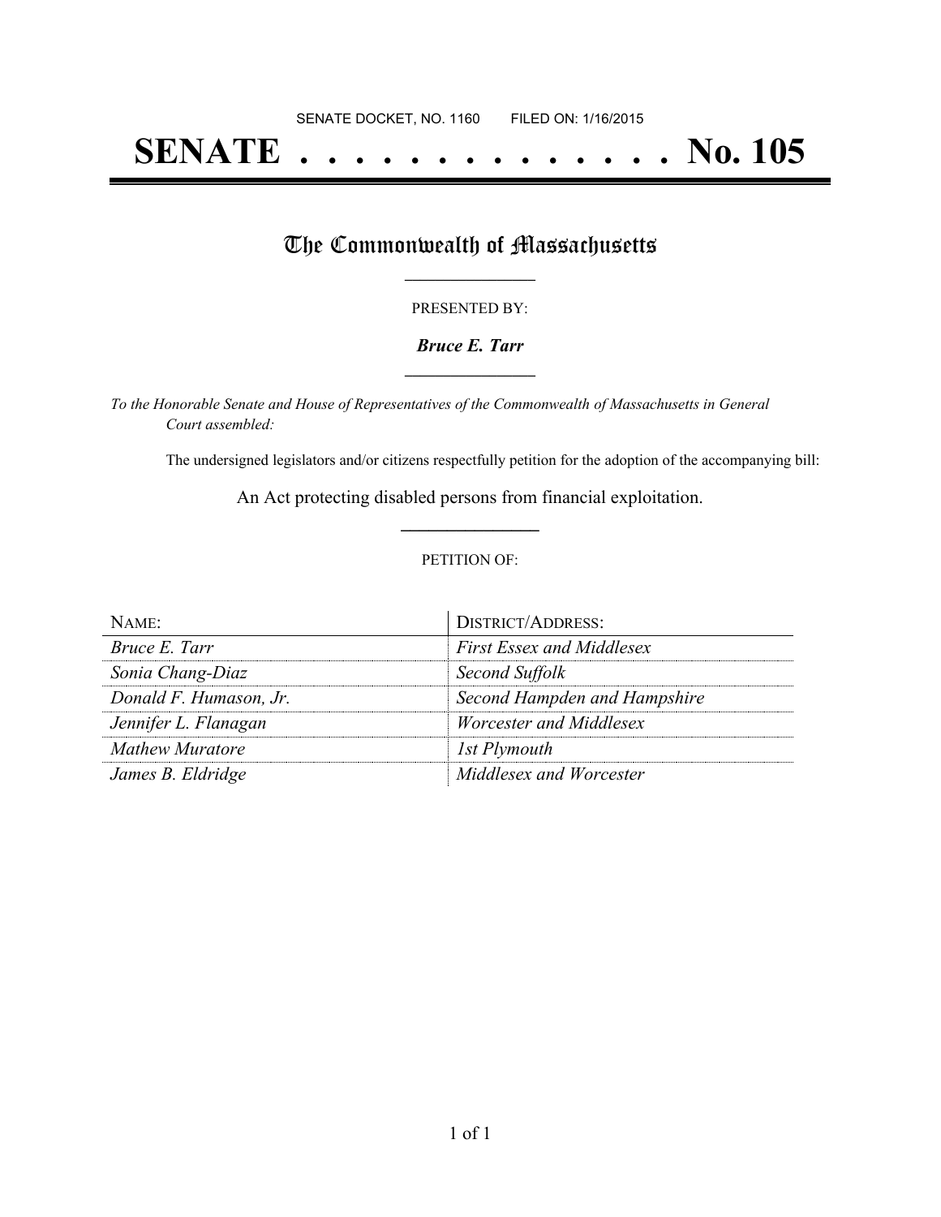SENATE DOCKET, NO. 1160        FILED ON: 1/16/2015

# SENATE . . . . . . . . . . . . . . No. 105

## The Commonwealth of Massachusetts

PRESENTED BY:

***Bruce E. Tarr***

*To the Honorable Senate and House of Representatives of the Commonwealth of Massachusetts in General Court assembled:*

The undersigned legislators and/or citizens respectfully petition for the adoption of the accompanying bill:

An Act protecting disabled persons from financial exploitation.

PETITION OF:

| NAME: | DISTRICT/ADDRESS: |
|---|---|
| *Bruce E. Tarr* | *First Essex and Middlesex* |
| *Sonia Chang-Diaz* | *Second Suffolk* |
| *Donald F. Humason, Jr.* | *Second Hampden and Hampshire* |
| *Jennifer L. Flanagan* | *Worcester and Middlesex* |
| *Mathew Muratore* | *1st Plymouth* |
| *James B. Eldridge* | *Middlesex and Worcester* |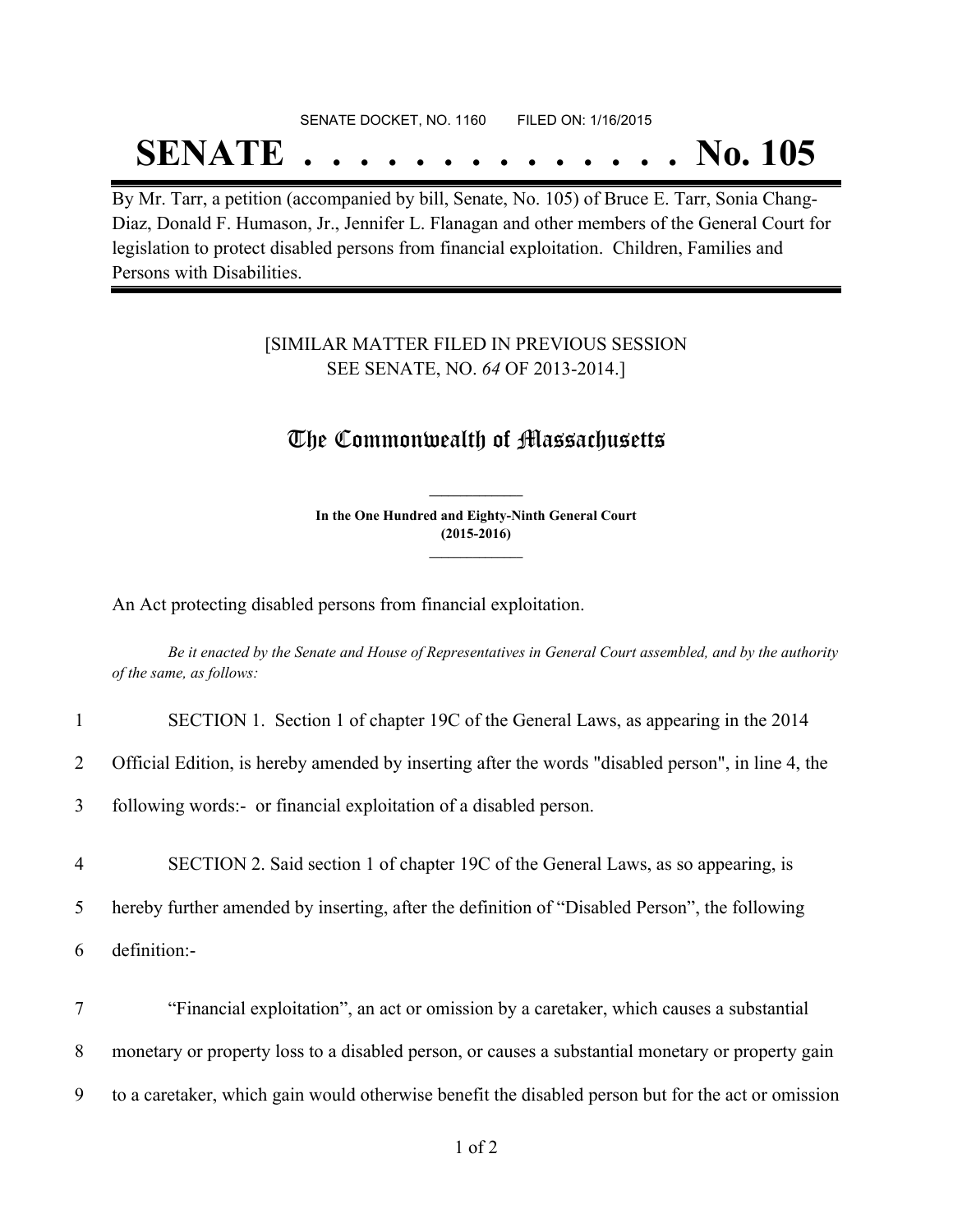SENATE DOCKET, NO. 1160 FILED ON: 1/16/2015

# SENATE . . . . . . . . . . . . . . No. 105

By Mr. Tarr, a petition (accompanied by bill, Senate, No. 105) of Bruce E. Tarr, Sonia Chang-Diaz, Donald F. Humason, Jr., Jennifer L. Flanagan and other members of the General Court for legislation to protect disabled persons from financial exploitation. Children, Families and Persons with Disabilities.

[SIMILAR MATTER FILED IN PREVIOUS SESSION SEE SENATE, NO. *64* OF 2013-2014.]

## The Commonwealth of Massachusetts

**In the One Hundred and Eighty-Ninth General Court (2015-2016)**

An Act protecting disabled persons from financial exploitation.

*Be it enacted by the Senate and House of Representatives in General Court assembled, and by the authority of the same, as follows:*

1 SECTION 1. Section 1 of chapter 19C of the General Laws, as appearing in the 2014
2 Official Edition, is hereby amended by inserting after the words "disabled person", in line 4, the
3 following words:- or financial exploitation of a disabled person.

4 SECTION 2. Said section 1 of chapter 19C of the General Laws, as so appearing, is
5 hereby further amended by inserting, after the definition of "Disabled Person", the following
6 definition:-

7 "Financial exploitation", an act or omission by a caretaker, which causes a substantial
8 monetary or property loss to a disabled person, or causes a substantial monetary or property gain
9 to a caretaker, which gain would otherwise benefit the disabled person but for the act or omission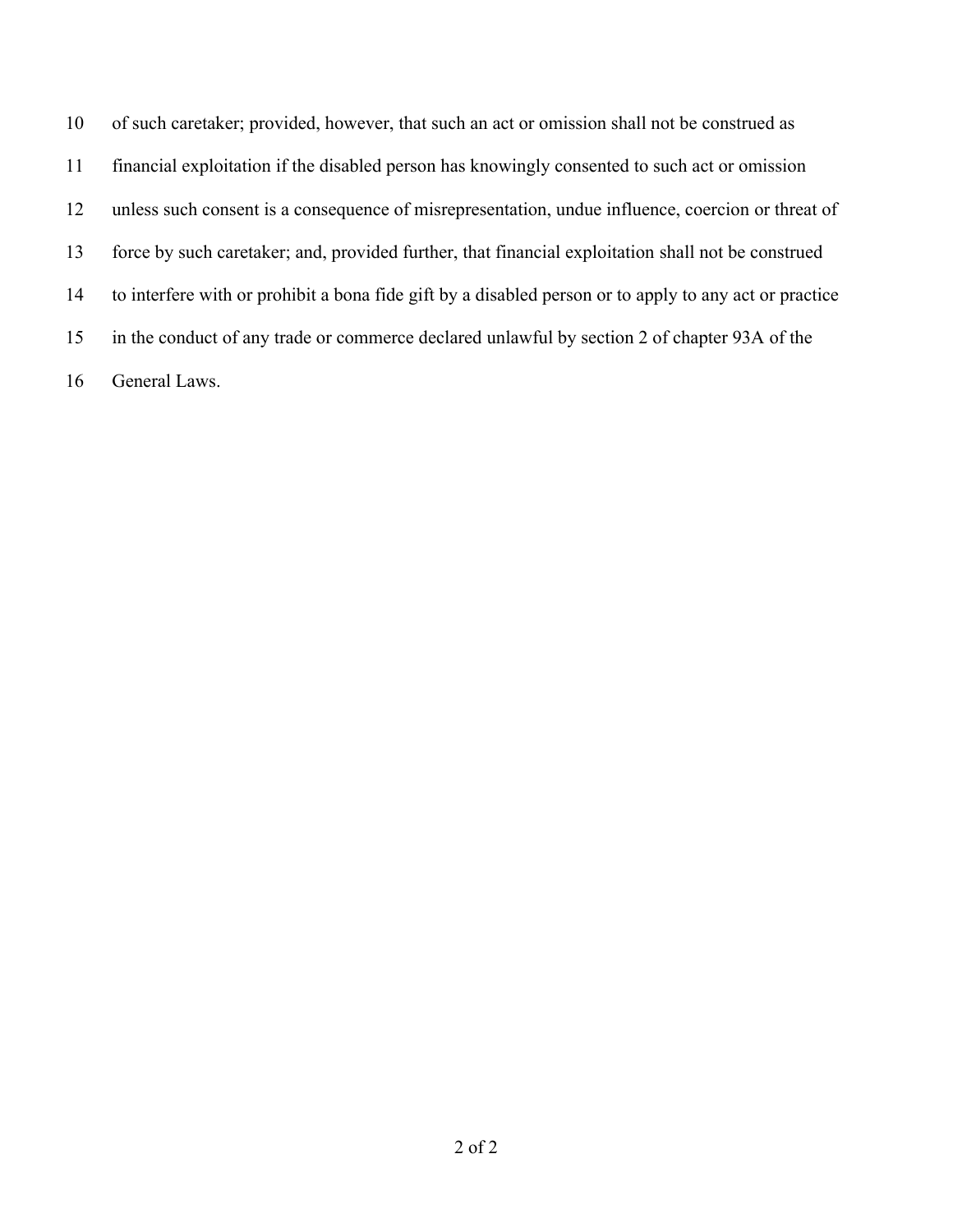of such caretaker; provided, however, that such an act or omission shall not be construed as financial exploitation if the disabled person has knowingly consented to such act or omission unless such consent is a consequence of misrepresentation, undue influence, coercion or threat of force by such caretaker; and, provided further, that financial exploitation shall not be construed to interfere with or prohibit a bona fide gift by a disabled person or to apply to any act or practice in the conduct of any trade or commerce declared unlawful by section 2 of chapter 93A of the General Laws.